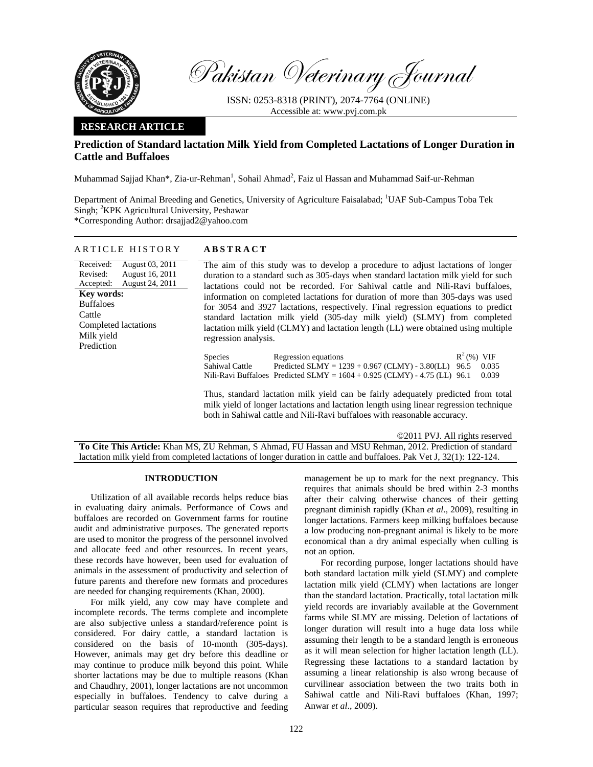*Pakistan Veterinary Journal*

ISSN: 0253-8318 (PRINT), 2074-7764 (ONLINE)
Accessible at: www.pvj.com.pk

**RESEARCH ARTICLE**

# Prediction of Standard lactation Milk Yield from Completed Lactations of Longer Duration in Cattle and Buffaloes

Muhammad Sajjad Khan*, Zia-ur-Rehman[1], Sohail Ahmad[2], Faiz ul Hassan and Muhammad Saif-ur-Rehman

Department of Animal Breeding and Genetics, University of Agriculture Faisalabad; [1]UAF Sub-Campus Toba Tek Singh; [2]KPK Agricultural University, Peshawar
*Corresponding Author: drsajjad2@yahoo.com

## ARTICLE HISTORY

Received: August 03, 2011
Revised: August 16, 2011
Accepted: August 24, 2011

**Key words:**
Buffaloes
Cattle
Completed lactations
Milk yield
Prediction

## ABSTRACT

The aim of this study was to develop a procedure to adjust lactations of longer duration to a standard such as 305-days when standard lactation milk yield for such lactations could not be recorded. For Sahiwal cattle and Nili-Ravi buffaloes, information on completed lactations for duration of more than 305-days was used for 3054 and 3927 lactations, respectively. Final regression equations to predict standard lactation milk yield (305-day milk yield) (SLMY) from completed lactation milk yield (CLMY) and lactation length (LL) were obtained using multiple regression analysis.

| Species | Regression equations | $R^2$ (%) | VIF |
|---|---|---|---|
| Sahiwal Cattle | Predicted SLMY = 1239 + 0.967 (CLMY) - 3.80(LL) | 96.5 | 0.035 |
| Nili-Ravi Buffaloes | Predicted SLMY = 1604 + 0.925 (CLMY) - 4.75 (LL) | 96.1 | 0.039 |

Thus, standard lactation milk yield can be fairly adequately predicted from total milk yield of longer lactations and lactation length using linear regression technique both in Sahiwal cattle and Nili-Ravi buffaloes with reasonable accuracy.

©2011 PVJ. All rights reserved

**To Cite This Article:** Khan MS, ZU Rehman, S Ahmad, FU Hassan and MSU Rehman, 2012. Prediction of standard lactation milk yield from completed lactations of longer duration in cattle and buffaloes. Pak Vet J, 32(1): 122-124.

## INTRODUCTION

Utilization of all available records helps reduce bias in evaluating dairy animals. Performance of Cows and buffaloes are recorded on Government farms for routine audit and administrative purposes. The generated reports are used to monitor the progress of the personnel involved and allocate feed and other resources. In recent years, these records have however, been used for evaluation of animals in the assessment of productivity and selection of future parents and therefore new formats and procedures are needed for changing requirements (Khan, 2000).

For milk yield, any cow may have complete and incomplete records. The terms complete and incomplete are also subjective unless a standard/reference point is considered. For dairy cattle, a standard lactation is considered on the basis of 10-month (305-days). However, animals may get dry before this deadline or may continue to produce milk beyond this point. While shorter lactations may be due to multiple reasons (Khan and Chaudhry, 2001), longer lactations are not uncommon especially in buffaloes. Tendency to calve during a particular season requires that reproductive and feeding management be up to mark for the next pregnancy. This requires that animals should be bred within 2-3 months after their calving otherwise chances of their getting pregnant diminish rapidly (Khan *et al*., 2009), resulting in longer lactations. Farmers keep milking buffaloes because a low producing non-pregnant animal is likely to be more economical than a dry animal especially when culling is not an option.

For recording purpose, longer lactations should have both standard lactation milk yield (SLMY) and complete lactation milk yield (CLMY) when lactations are longer than the standard lactation. Practically, total lactation milk yield records are invariably available at the Government farms while SLMY are missing. Deletion of lactations of longer duration will result into a huge data loss while assuming their length to be a standard length is erroneous as it will mean selection for higher lactation length (LL). Regressing these lactations to a standard lactation by assuming a linear relationship is also wrong because of curvilinear association between the two traits both in Sahiwal cattle and Nili-Ravi buffaloes (Khan, 1997; Anwar *et al*., 2009).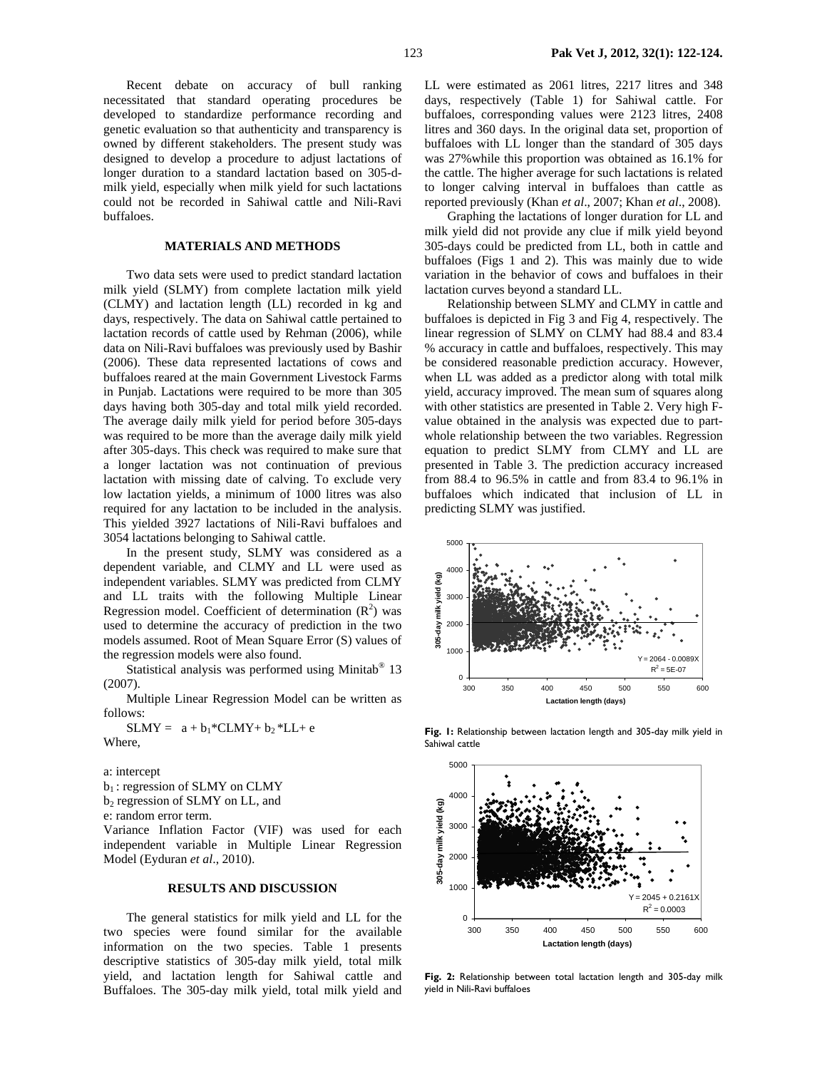Recent debate on accuracy of bull ranking necessitated that standard operating procedures be developed to standardize performance recording and genetic evaluation so that authenticity and transparency is owned by different stakeholders. The present study was designed to develop a procedure to adjust lactations of longer duration to a standard lactation based on 305-d-milk yield, especially when milk yield for such lactations could not be recorded in Sahiwal cattle and Nili-Ravi buffaloes.

## MATERIALS AND METHODS

Two data sets were used to predict standard lactation milk yield (SLMY) from complete lactation milk yield (CLMY) and lactation length (LL) recorded in kg and days, respectively. The data on Sahiwal cattle pertained to lactation records of cattle used by Rehman (2006), while data on Nili-Ravi buffaloes was previously used by Bashir (2006). These data represented lactations of cows and buffaloes reared at the main Government Livestock Farms in Punjab. Lactations were required to be more than 305 days having both 305-day and total milk yield recorded. The average daily milk yield for period before 305-days was required to be more than the average daily milk yield after 305-days. This check was required to make sure that a longer lactation was not continuation of previous lactation with missing date of calving. To exclude very low lactation yields, a minimum of 1000 litres was also required for any lactation to be included in the analysis. This yielded 3927 lactations of Nili-Ravi buffaloes and 3054 lactations belonging to Sahiwal cattle.

In the present study, SLMY was considered as a dependent variable, and CLMY and LL were used as independent variables. SLMY was predicted from CLMY and LL traits with the following Multiple Linear Regression model. Coefficient of determination ($R^2$) was used to determine the accuracy of prediction in the two models assumed. Root of Mean Square Error (S) values of the regression models were also found.

Statistical analysis was performed using Minitab® 13 (2007).

Multiple Linear Regression Model can be written as follows:

$$SLMY = a + b_1 * CLMY + b_2 * LL + e$$

Where,

a: intercept

$b_1$ : regression of SLMY on CLMY

$b_2$ regression of SLMY on LL, and

e: random error term.

Variance Inflation Factor (VIF) was used for each independent variable in Multiple Linear Regression Model (Eyduran *et al*., 2010).

## RESULTS AND DISCUSSION

The general statistics for milk yield and LL for the two species were found similar for the available information on the two species. Table 1 presents descriptive statistics of 305-day milk yield, total milk yield, and lactation length for Sahiwal cattle and Buffaloes. The 305-day milk yield, total milk yield and LL were estimated as 2061 litres, 2217 litres and 348 days, respectively (Table 1) for Sahiwal cattle. For buffaloes, corresponding values were 2123 litres, 2408 litres and 360 days. In the original data set, proportion of buffaloes with LL longer than the standard of 305 days was 27%while this proportion was obtained as 16.1% for the cattle. The higher average for such lactations is related to longer calving interval in buffaloes than cattle as reported previously (Khan *et al*., 2007; Khan *et al*., 2008).

Graphing the lactations of longer duration for LL and milk yield did not provide any clue if milk yield beyond 305-days could be predicted from LL, both in cattle and buffaloes (Figs 1 and 2). This was mainly due to wide variation in the behavior of cows and buffaloes in their lactation curves beyond a standard LL.

Relationship between SLMY and CLMY in cattle and buffaloes is depicted in Fig 3 and Fig 4, respectively. The linear regression of SLMY on CLMY had 88.4 and 83.4 % accuracy in cattle and buffaloes, respectively. This may be considered reasonable prediction accuracy. However, when LL was added as a predictor along with total milk yield, accuracy improved. The mean sum of squares along with other statistics are presented in Table 2. Very high F-value obtained in the analysis was expected due to part-whole relationship between the two variables. Regression equation to predict SLMY from CLMY and LL are presented in Table 3. The prediction accuracy increased from 88.4 to 96.5% in cattle and from 83.4 to 96.1% in buffaloes which indicated that inclusion of LL in predicting SLMY was justified.

**Fig. 1:** Relationship between lactation length and 305-day milk yield in Sahiwal cattle

**Fig. 2:** Relationship between total lactation length and 305-day milk yield in Nili-Ravi buffaloes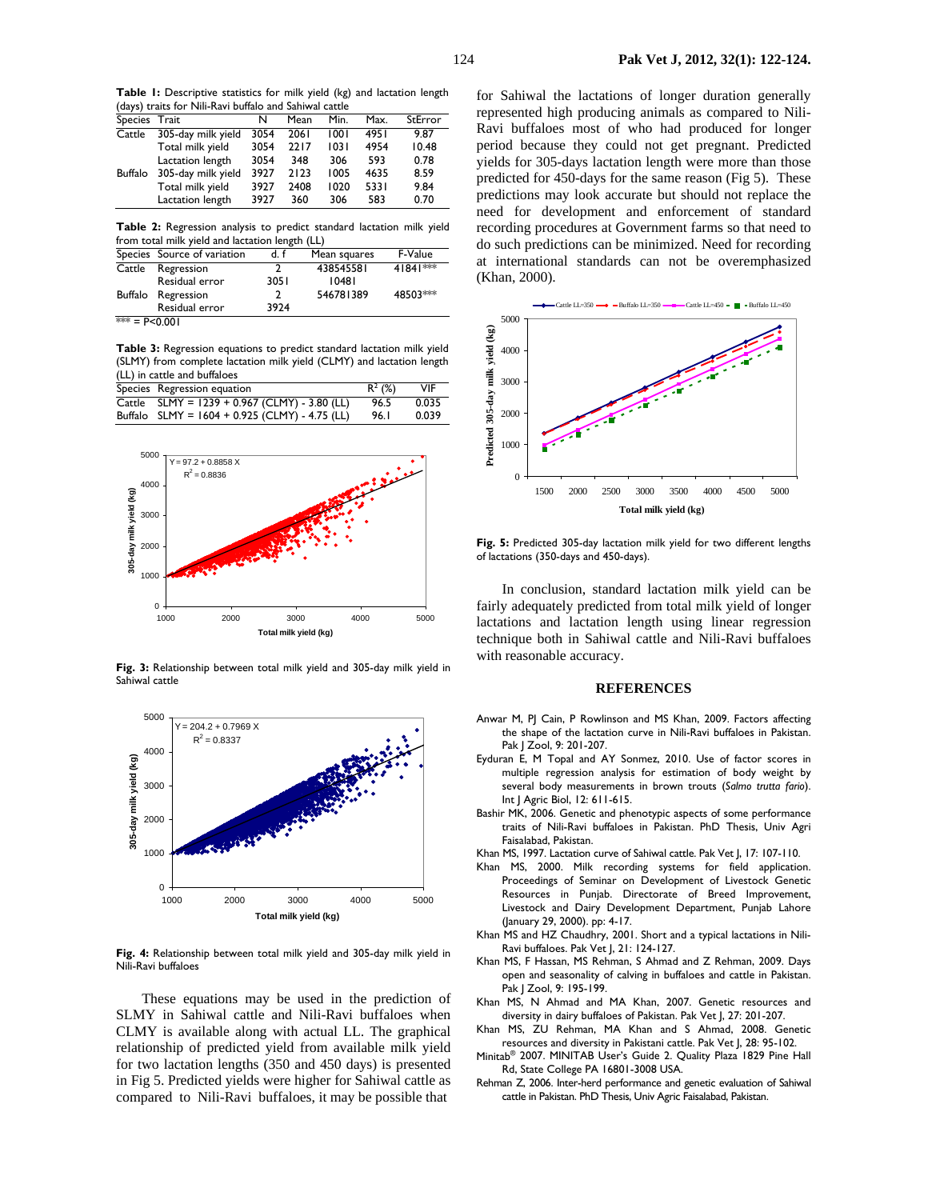**Table 1:** Descriptive statistics for milk yield (kg) and lactation length (days) traits for Nili-Ravi buffalo and Sahiwal cattle

| Species | Trait | N | Mean | Min. | Max. | StError |
|---|---|---|---|---|---|---|
| Cattle | 305-day milk yield | 3054 | 2061 | 1001 | 4951 | 9.87 |
| | Total milk yield | 3054 | 2217 | 1031 | 4954 | 10.48 |
| | Lactation length | 3054 | 348 | 306 | 593 | 0.78 |
| Buffalo | 305-day milk yield | 3927 | 2123 | 1005 | 4635 | 8.59 |
| | Total milk yield | 3927 | 2408 | 1020 | 5331 | 9.84 |
| | Lactation length | 3927 | 360 | 306 | 583 | 0.70 |

**Table 2:** Regression analysis to predict standard lactation milk yield from total milk yield and lactation length (LL)

| Species | Source of variation | d. f | Mean squares | F-Value |
|---|---|---|---|---|
| Cattle | Regression | 2 | 438545581 | 41841*** |
| | Residual error | 3051 | 10481 | |
| Buffalo | Regression | 2 | 546781389 | 48503*** |
| | Residual error | 3924 | | |

*** = P<0.001

**Table 3:** Regression equations to predict standard lactation milk yield (SLMY) from complete lactation milk yield (CLMY) and lactation length (LL) in cattle and buffaloes

| Species | Regression equation | $R^2$ (%) | VIF |
|---|---|---|---|
| Cattle | SLMY = 1239 + 0.967 (CLMY) - 3.80 (LL) | 96.5 | 0.035 |
| Buffalo | SLMY = 1604 + 0.925 (CLMY) - 4.75 (LL) | 96.1 | 0.039 |

Y = 97.2 + 0.8858 X
$R^2$ = 0.8836
305-day milk yield (kg)
Total milk yield (kg)

**Fig. 3:** Relationship between total milk yield and 305-day milk yield in Sahiwal cattle

Y = 204.2 + 0.7969 X
$R^2$ = 0.8337
305-day milk yield (kg)
Total milk yield (kg)

**Fig. 4:** Relationship between total milk yield and 305-day milk yield in Nili-Ravi buffaloes

These equations may be used in the prediction of SLMY in Sahiwal cattle and Nili-Ravi buffaloes when CLMY is available along with actual LL. The graphical relationship of predicted yield from available milk yield for two lactation lengths (350 and 450 days) is presented in Fig 5. Predicted yields were higher for Sahiwal cattle as compared to Nili-Ravi buffaloes, it may be possible that for Sahiwal the lactations of longer duration generally represented high producing animals as compared to Nili-Ravi buffaloes most of who had produced for longer period because they could not get pregnant. Predicted yields for 305-days lactation length were more than those predicted for 450-days for the same reason (Fig 5). These predictions may look accurate but should not replace the need for development and enforcement of standard recording procedures at Government farms so that need to do such predictions can be minimized. Need for recording at international standards can not be overemphasized (Khan, 2000).

Cattle LL=350, Buffalo LL=350, Cattle LL=450, Buffalo LL=450
Predicted 305-day milk yield (kg)
Total milk yield (kg)

**Fig. 5:** Predicted 305-day lactation milk yield for two different lengths of lactations (350-days and 450-days).

In conclusion, standard lactation milk yield can be fairly adequately predicted from total milk yield of longer lactations and lactation length using linear regression technique both in Sahiwal cattle and Nili-Ravi buffaloes with reasonable accuracy.

## REFERENCES

Anwar M, PJ Cain, P Rowlinson and MS Khan, 2009. Factors affecting the shape of the lactation curve in Nili-Ravi buffaloes in Pakistan. Pak J Zool, 9: 201-207.

Eyduran E, M Topal and AY Sonmez, 2010. Use of factor scores in multiple regression analysis for estimation of body weight by several body measurements in brown trouts (*Salmo trutta fario*). Int J Agric Biol, 12: 611-615.

Bashir MK, 2006. Genetic and phenotypic aspects of some performance traits of Nili-Ravi buffaloes in Pakistan. PhD Thesis, Univ Agri Faisalabad, Pakistan.

Khan MS, 1997. Lactation curve of Sahiwal cattle. Pak Vet J, 17: 107-110.

Khan MS, 2000. Milk recording systems for field application. Proceedings of Seminar on Development of Livestock Genetic Resources in Punjab. Directorate of Breed Improvement, Livestock and Dairy Development Department, Punjab Lahore (January 29, 2000). pp: 4-17.

Khan MS and HZ Chaudhry, 2001. Short and a typical lactations in Nili-Ravi buffaloes. Pak Vet J, 21: 124-127.

Khan MS, F Hassan, MS Rehman, S Ahmad and Z Rehman, 2009. Days open and seasonality of calving in buffaloes and cattle in Pakistan. Pak J Zool, 9: 195-199.

Khan MS, N Ahmad and MA Khan, 2007. Genetic resources and diversity in dairy buffaloes of Pakistan. Pak Vet J, 27: 201-207.

Khan MS, ZU Rehman, MA Khan and S Ahmad, 2008. Genetic resources and diversity in Pakistani cattle. Pak Vet J, 28: 95-102.

Minitab® 2007. MINITAB User's Guide 2. Quality Plaza 1829 Pine Hall Rd, State College PA 16801-3008 USA.

Rehman Z, 2006. Inter-herd performance and genetic evaluation of Sahiwal cattle in Pakistan. PhD Thesis, Univ Agric Faisalabad, Pakistan.